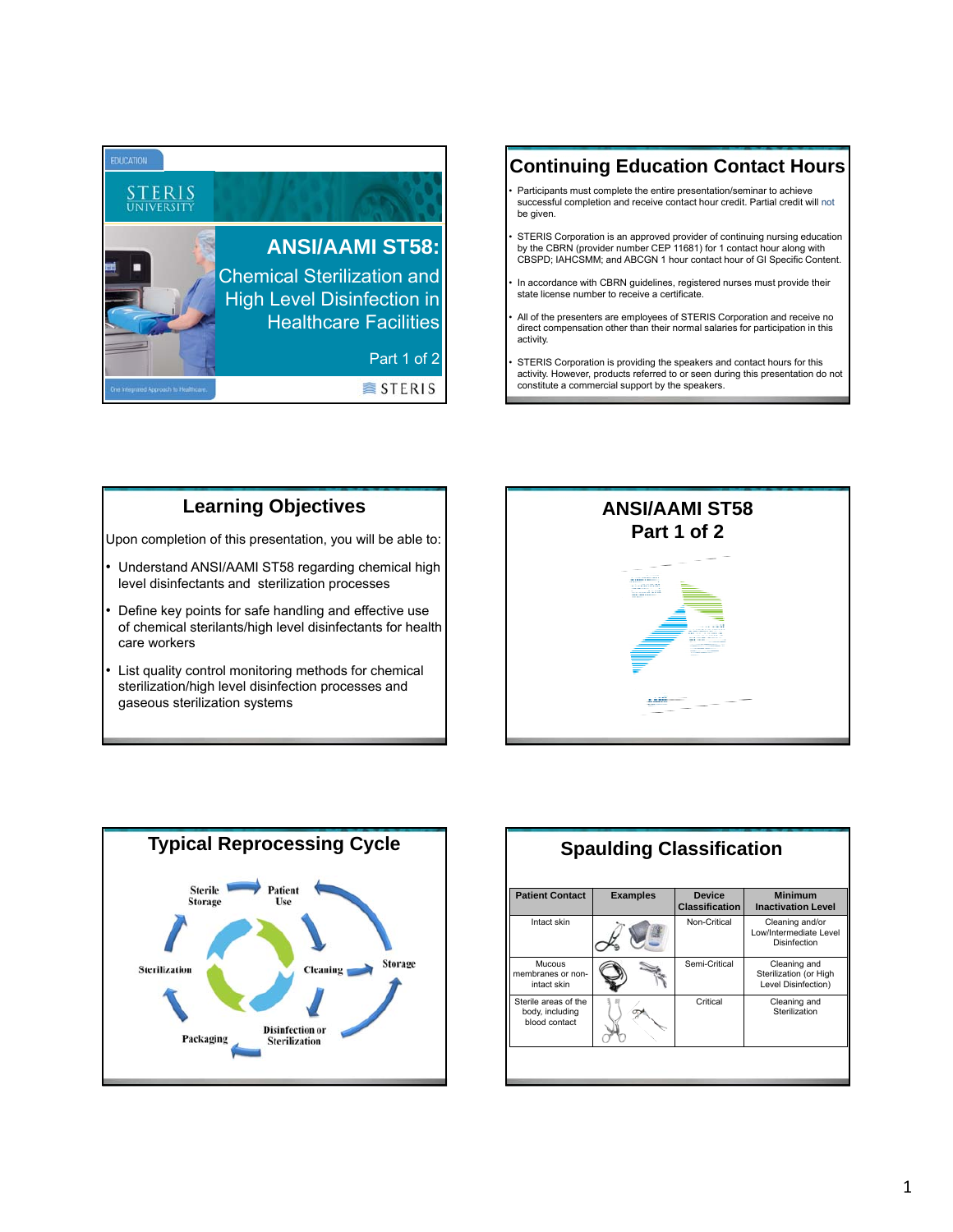EDUCATION

STERIS UNIVERSITY

# ANSI/AAMI ST58: Chemical Sterilization and High Level Disinfection in Healthcare Facilities

Part 1 of 2

One Integrated Approach to Healthcare.

STERIS

## Continuing Education Contact Hours

- Participants must complete the entire presentation/seminar to achieve successful completion and receive contact hour credit. Partial credit will not be given.
- STERIS Corporation is an approved provider of continuing nursing education by the CBRN (provider number CEP 11681) for 1 contact hour along with CBSPD; IAHCSMM; and ABCGN 1 hour contact hour of GI Specific Content.
- In accordance with CBRN guidelines, registered nurses must provide their state license number to receive a certificate.
- All of the presenters are employees of STERIS Corporation and receive no direct compensation other than their normal salaries for participation in this activity.
- STERIS Corporation is providing the speakers and contact hours for this activity. However, products referred to or seen during this presentation do not constitute a commercial support by the speakers.

## Learning Objectives

Upon completion of this presentation, you will be able to:

- Understand ANSI/AAMI ST58 regarding chemical high level disinfectants and sterilization processes
- Define key points for safe handling and effective use of chemical sterilants/high level disinfectants for health care workers
- List quality control monitoring methods for chemical sterilization/high level disinfection processes and gaseous sterilization systems

## ANSI/AAMI ST58 Part 1 of 2

## Typical Reprocessing Cycle

Sterile Storage → Patient Use → Cleaning → Disinfection or Sterilization → Packaging → Sterilization → Sterile Storage

Cleaning → Storage → Disinfection or Sterilization; Storage → Patient Use

## Spaulding Classification

| Patient Contact | Examples | Device Classification | Minimum Inactivation Level |
|---|---|---|---|
| Intact skin | | Non-Critical | Cleaning and/or Low/Intermediate Level Disinfection |
| Mucous membranes or non-intact skin | | Semi-Critical | Cleaning and Sterilization (or High Level Disinfection) |
| Sterile areas of the body, including blood contact | | Critical | Cleaning and Sterilization |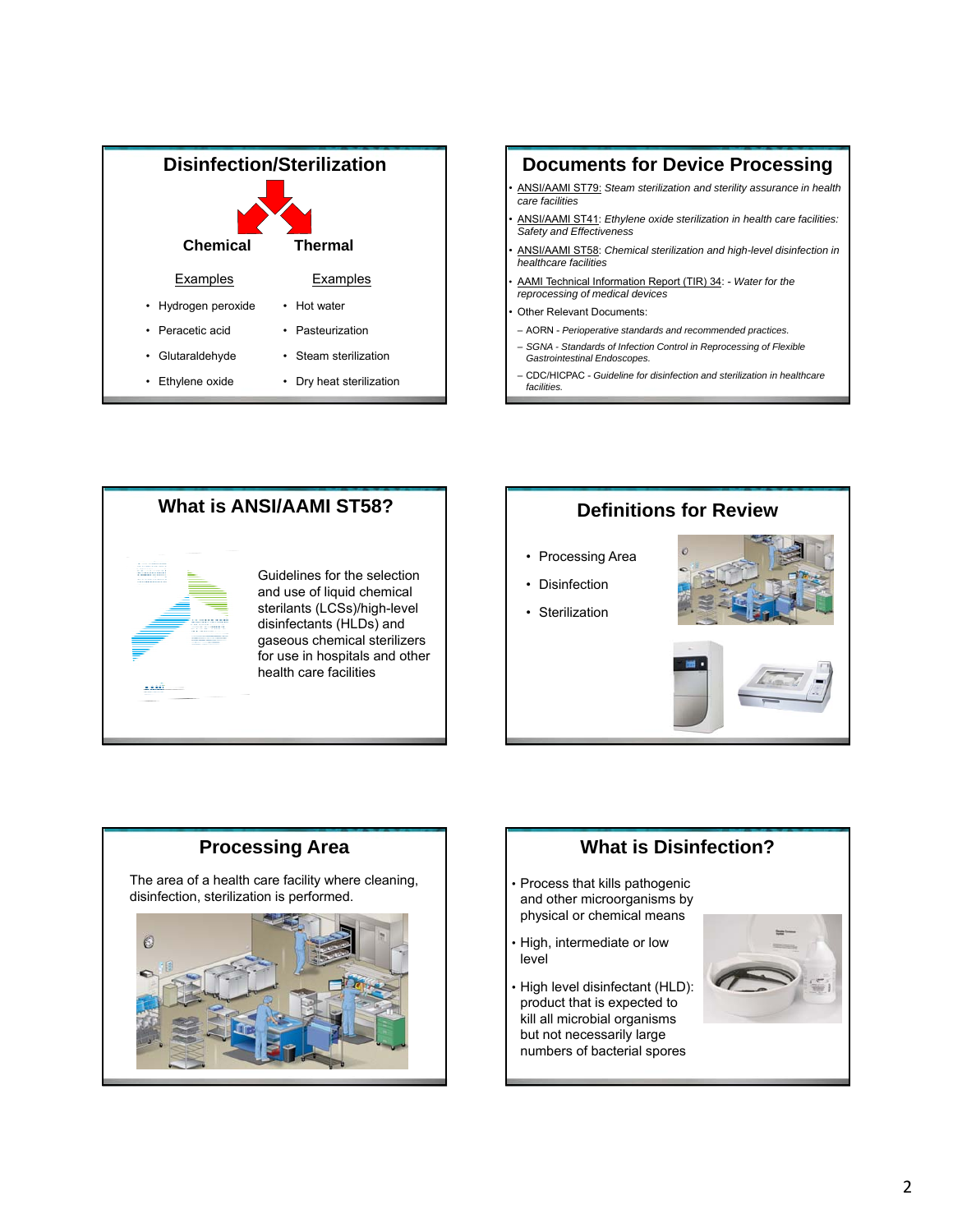## Disinfection/Sterilization

**Chemical**

Examples

- Hydrogen peroxide
- Peracetic acid
- Glutaraldehyde
- Ethylene oxide

**Thermal**

Examples

- Hot water
- Pasteurization
- Steam sterilization
- Dry heat sterilization

## Documents for Device Processing

- ANSI/AAMI ST79: *Steam sterilization and sterility assurance in health care facilities*
- ANSI/AAMI ST41: *Ethylene oxide sterilization in health care facilities: Safety and Effectiveness*
- ANSI/AAMI ST58: *Chemical sterilization and high-level disinfection in healthcare facilities*
- AAMI Technical Information Report (TIR) 34: - *Water for the reprocessing of medical devices*
- Other Relevant Documents:
  - AORN - *Perioperative standards and recommended practices.*
  - SGNA - *Standards of Infection Control in Reprocessing of Flexible Gastrointestinal Endoscopes.*
  - CDC/HICPAC - *Guideline for disinfection and sterilization in healthcare facilities.*

## What is ANSI/AAMI ST58?

Guidelines for the selection and use of liquid chemical sterilants (LCSs)/high-level disinfectants (HLDs) and gaseous chemical sterilizers for use in hospitals and other health care facilities

## Definitions for Review

- Processing Area
- Disinfection
- Sterilization

## Processing Area

The area of a health care facility where cleaning, disinfection, sterilization is performed.

## What is Disinfection?

- Process that kills pathogenic and other microorganisms by physical or chemical means
- High, intermediate or low level
- High level disinfectant (HLD): product that is expected to kill all microbial organisms but not necessarily large numbers of bacterial spores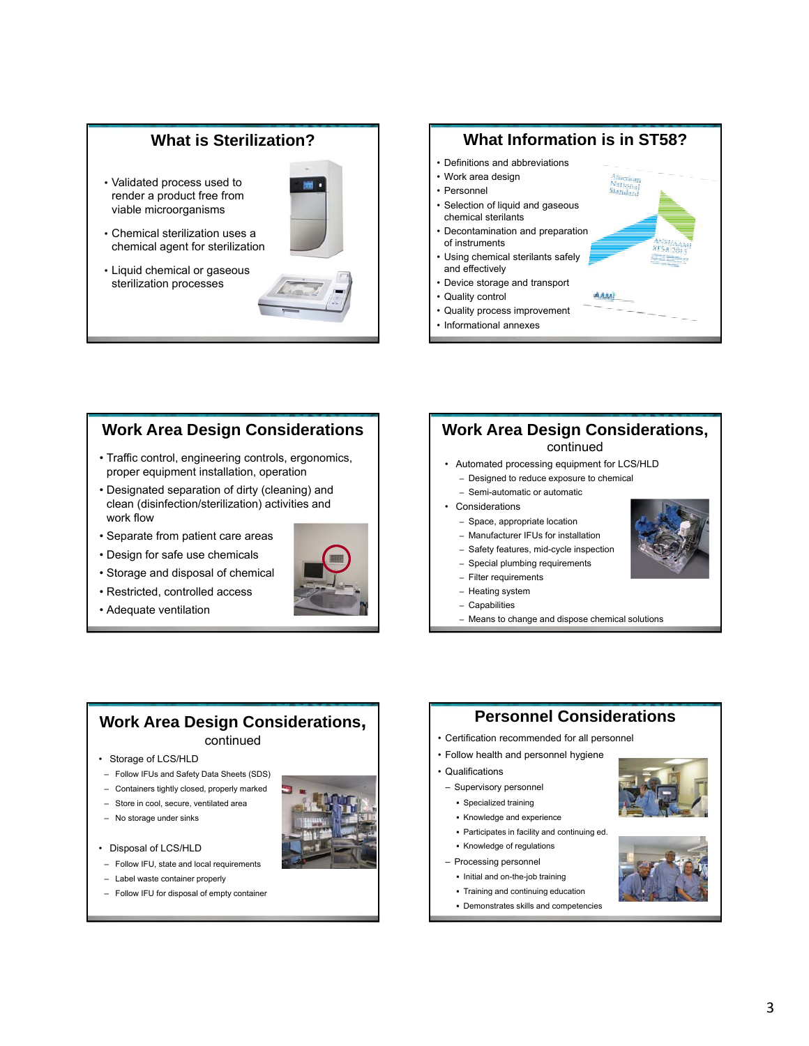## What is Sterilization?

- Validated process used to render a product free from viable microorganisms
- Chemical sterilization uses a chemical agent for sterilization
- Liquid chemical or gaseous sterilization processes

## What Information is in ST58?

- Definitions and abbreviations
- Work area design
- Personnel
- Selection of liquid and gaseous chemical sterilants
- Decontamination and preparation of instruments
- Using chemical sterilants safely and effectively
- Device storage and transport
- Quality control
- Quality process improvement
- Informational annexes

## Work Area Design Considerations

- Traffic control, engineering controls, ergonomics, proper equipment installation, operation
- Designated separation of dirty (cleaning) and clean (disinfection/sterilization) activities and work flow
- Separate from patient care areas
- Design for safe use chemicals
- Storage and disposal of chemical
- Restricted, controlled access
- Adequate ventilation

## Work Area Design Considerations, continued

- Automated processing equipment for LCS/HLD
  - Designed to reduce exposure to chemical
  - Semi-automatic or automatic
- Considerations
  - Space, appropriate location
  - Manufacturer IFUs for installation
  - Safety features, mid-cycle inspection
  - Special plumbing requirements
  - Filter requirements
  - Heating system
  - Capabilities
  - Means to change and dispose chemical solutions

## Work Area Design Considerations, continued

- Storage of LCS/HLD
  - Follow IFUs and Safety Data Sheets (SDS)
  - Containers tightly closed, properly marked
  - Store in cool, secure, ventilated area
  - No storage under sinks
- Disposal of LCS/HLD
  - Follow IFU, state and local requirements
  - Label waste container properly
  - Follow IFU for disposal of empty container

## Personnel Considerations

- Certification recommended for all personnel
- Follow health and personnel hygiene
- Qualifications
  - Supervisory personnel
    - Specialized training
    - Knowledge and experience
    - Participates in facility and continuing ed.
    - Knowledge of regulations
  - Processing personnel
    - Initial and on-the-job training
    - Training and continuing education
    - Demonstrates skills and competencies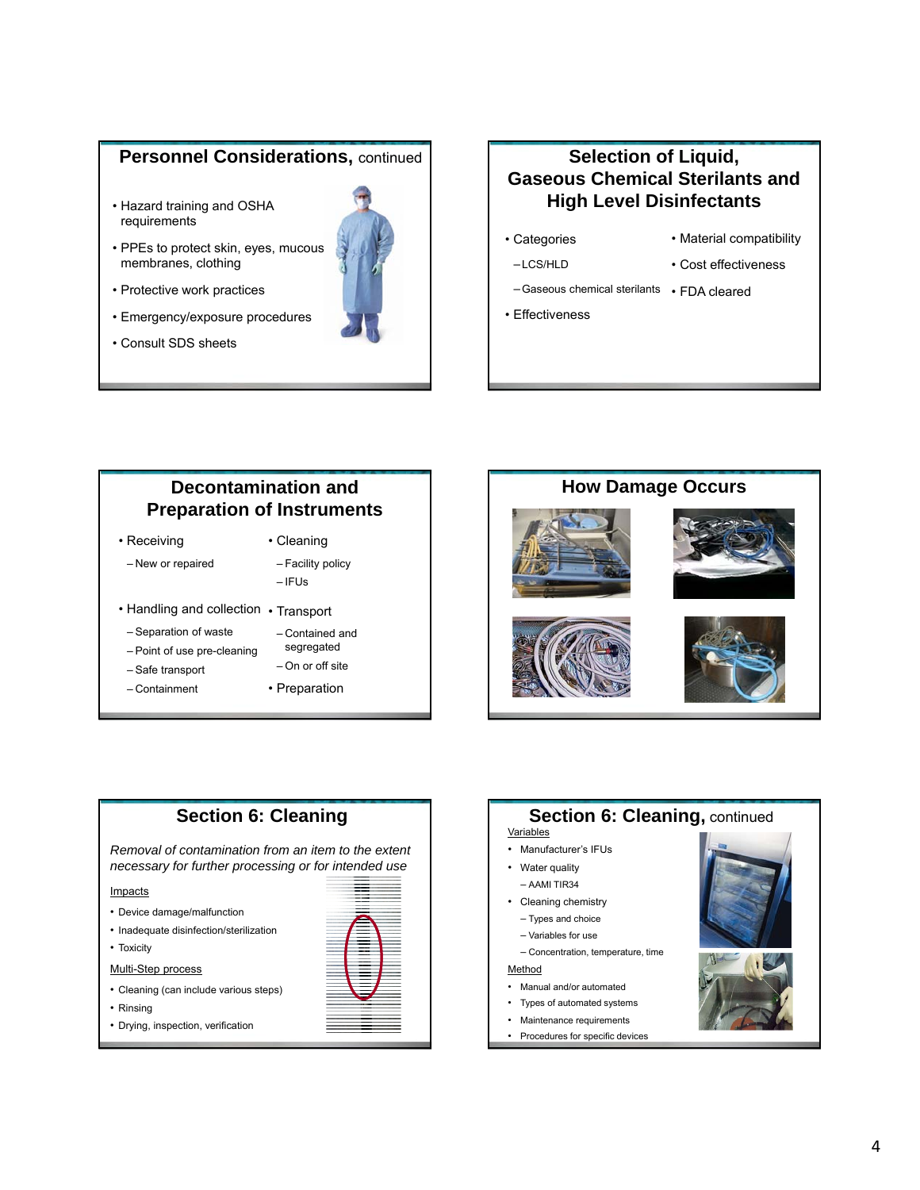## Personnel Considerations, continued

- Hazard training and OSHA requirements
- PPEs to protect skin, eyes, mucous membranes, clothing
- Protective work practices
- Emergency/exposure procedures
- Consult SDS sheets

## Selection of Liquid, Gaseous Chemical Sterilants and High Level Disinfectants

- Categories
  - LCS/HLD
  - Gaseous chemical sterilants
- Effectiveness
- Material compatibility
- Cost effectiveness
- FDA cleared

## Decontamination and Preparation of Instruments

- Receiving
  - New or repaired
- Handling and collection
  - Separation of waste
  - Point of use pre-cleaning
  - Safe transport
  - Containment
- Cleaning
  - Facility policy
  - IFUs
- Transport
  - Contained and segregated
  - On or off site
- Preparation

## How Damage Occurs

## Section 6: Cleaning

*Removal of contamination from an item to the extent necessary for further processing or for intended use*

Impacts

- Device damage/malfunction
- Inadequate disinfection/sterilization
- Toxicity

Multi-Step process

- Cleaning (can include various steps)
- Rinsing
- Drying, inspection, verification

## Section 6: Cleaning, continued

Variables

- Manufacturer's IFUs
- Water quality
  - AAMI TIR34
- Cleaning chemistry
  - Types and choice
  - Variables for use
  - Concentration, temperature, time

Method

- Manual and/or automated
- Types of automated systems
- Maintenance requirements
- Procedures for specific devices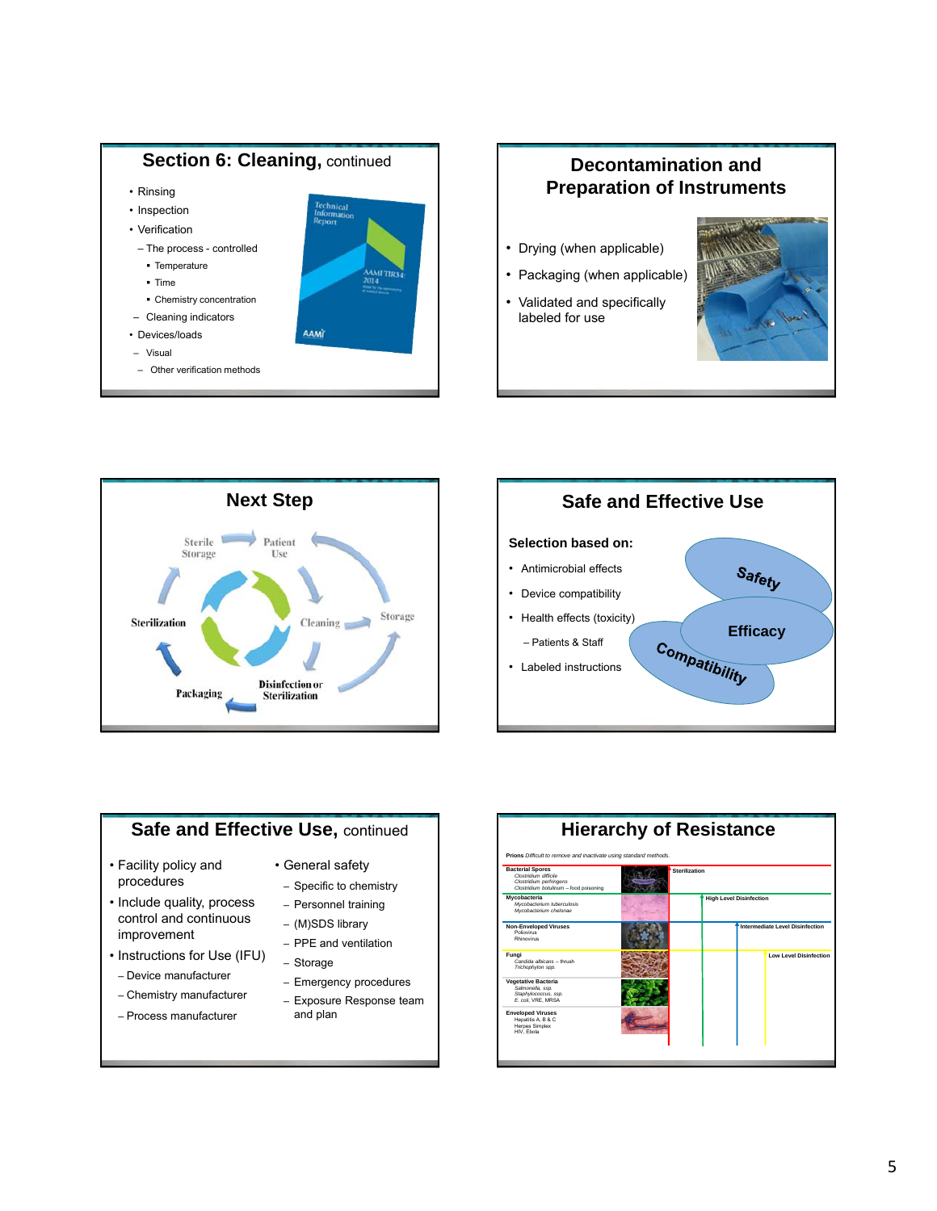## Section 6: Cleaning, continued

- Rinsing
- Inspection
- Verification
  - The process - controlled
    - Temperature
    - Time
    - Chemistry concentration
  - Cleaning indicators
- Devices/loads
  - Visual
  - Other verification methods

Technical Information Report

AAMI TIR34: 2014

AAMI

## Decontamination and Preparation of Instruments

- Drying (when applicable)
- Packaging (when applicable)
- Validated and specifically labeled for use

## Next Step

Sterile Storage → Patient Use → Cleaning → Disinfection or Sterilization → Packaging → Sterilization → Sterile Storage

Patient Use → Storage → Disinfection or Sterilization

## Safe and Effective Use

**Selection based on:**

- Antimicrobial effects
- Device compatibility
- Health effects (toxicity)
  - Patients & Staff
- Labeled instructions

Safety

Efficacy

Compatibility

## Safe and Effective Use, continued

- Facility policy and procedures
- Include quality, process control and continuous improvement
- Instructions for Use (IFU)
  - Device manufacturer
  - Chemistry manufacturer
  - Process manufacturer
- General safety
  - Specific to chemistry
  - Personnel training
  - (M)SDS library
  - PPE and ventilation
  - Storage
  - Emergency procedures
  - Exposure Response team and plan

## Hierarchy of Resistance

**Prions** *Difficult to remove and inactivate using standard methods.*

| Organisms | Level |
|---|---|
| **Bacterial Spores** *Clostridium difficile, Clostridium perfringens, Clostridium botulinum* – food poisoning | Sterilization |
| **Mycobacteria** *Mycobacterium tuberculosis, Mycobacterium chelonae* | High Level Disinfection |
| **Non-Enveloped Viruses** Poliovirus, Rhinovirus | Intermediate Level Disinfection |
| **Fungi** *Candida albicans* – thrush, *Trichophyton spp.* | Low Level Disinfection |
| **Vegetative Bacteria** *Salmonella, ssp. Staphylococcus, ssp. E. coli*, VRE, MRSA | |
| **Enveloped Viruses** Hepatitis A, B & C, Herpes Simplex, HIV, Ebola | |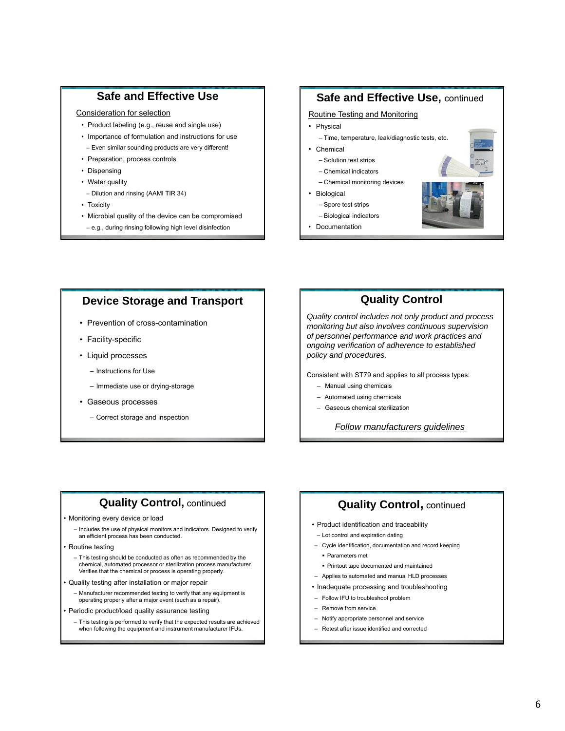## Safe and Effective Use

Consideration for selection

- Product labeling (e.g., reuse and single use)
- Importance of formulation and instructions for use
  - Even similar sounding products are very different!
- Preparation, process controls
- Dispensing
- Water quality
  - Dilution and rinsing (AAMI TIR 34)
- Toxicity
- Microbial quality of the device can be compromised
  - e.g., during rinsing following high level disinfection

## Safe and Effective Use, continued

Routine Testing and Monitoring

- Physical
  - Time, temperature, leak/diagnostic tests, etc.
- Chemical
  - Solution test strips
  - Chemical indicators
  - Chemical monitoring devices
- Biological
  - Spore test strips
  - Biological indicators
- Documentation

## Device Storage and Transport

- Prevention of cross-contamination
- Facility-specific
- Liquid processes
  - Instructions for Use
  - Immediate use or drying-storage
- Gaseous processes
  - Correct storage and inspection

## Quality Control

*Quality control includes not only product and process monitoring but also involves continuous supervision of personnel performance and work practices and ongoing verification of adherence to established policy and procedures.*

Consistent with ST79 and applies to all process types:

- Manual using chemicals
- Automated using chemicals
- Gaseous chemical sterilization

*Follow manufacturers guidelines*

## Quality Control, continued

- Monitoring every device or load
  - Includes the use of physical monitors and indicators. Designed to verify an efficient process has been conducted.
- Routine testing
  - This testing should be conducted as often as recommended by the chemical, automated processor or sterilization process manufacturer. Verifies that the chemical or process is operating properly.
- Quality testing after installation or major repair
  - Manufacturer recommended testing to verify that any equipment is operating properly after a major event (such as a repair).
- Periodic product/load quality assurance testing
  - This testing is performed to verify that the expected results are achieved when following the equipment and instrument manufacturer IFUs.

## Quality Control, continued

- Product identification and traceability
  - Lot control and expiration dating
  - Cycle identification, documentation and record keeping
    - Parameters met
    - Printout tape documented and maintained
  - Applies to automated and manual HLD processes
- Inadequate processing and troubleshooting
  - Follow IFU to troubleshoot problem
  - Remove from service
  - Notify appropriate personnel and service
  - Retest after issue identified and corrected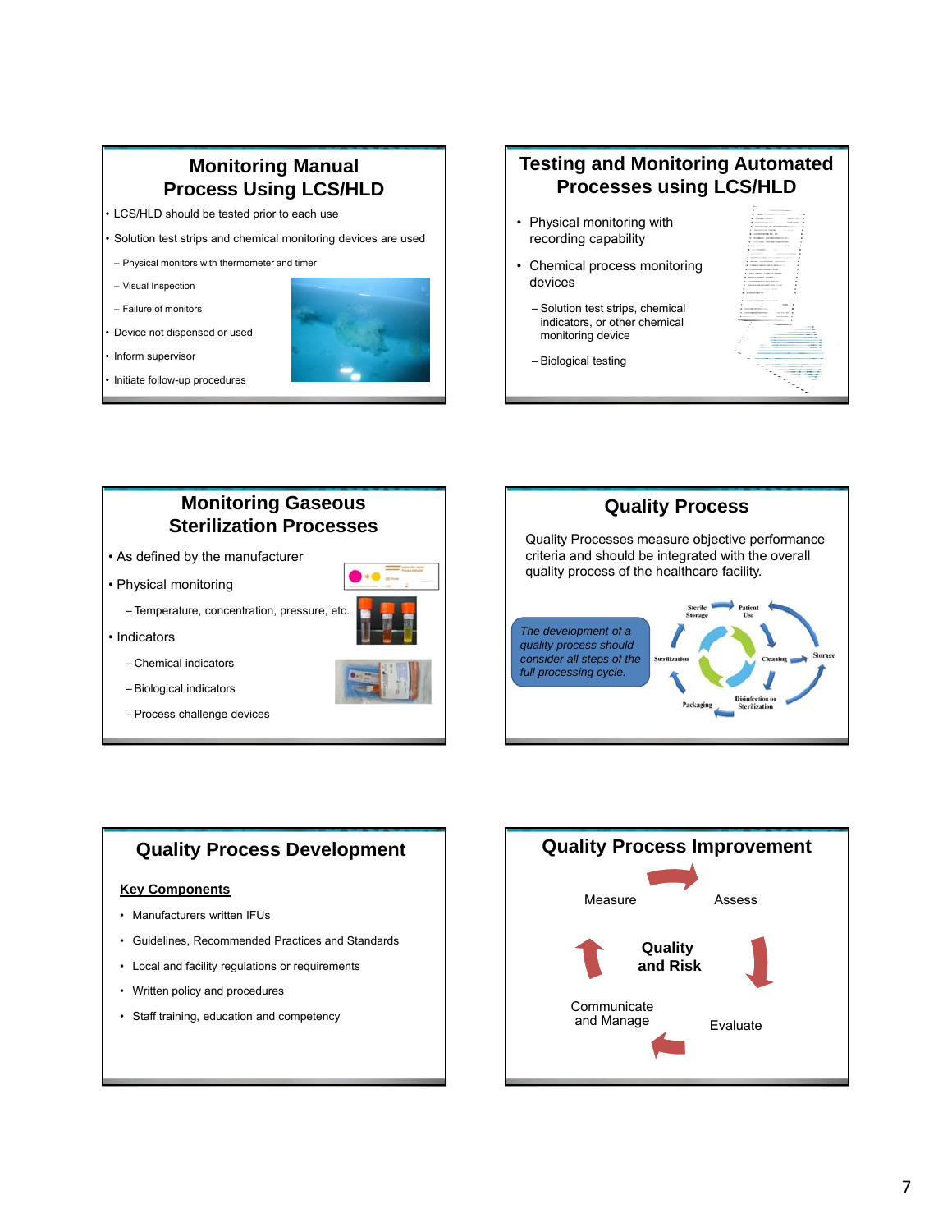## Monitoring Manual Process Using LCS/HLD

- LCS/HLD should be tested prior to each use
- Solution test strips and chemical monitoring devices are used
  - Physical monitors with thermometer and timer
  - Visual Inspection
  - Failure of monitors
- Device not dispensed or used
- Inform supervisor
- Initiate follow-up procedures

## Testing and Monitoring Automated Processes using LCS/HLD

- Physical monitoring with recording capability
- Chemical process monitoring devices
  - Solution test strips, chemical indicators, or other chemical monitoring device
  - Biological testing

## Monitoring Gaseous Sterilization Processes

- As defined by the manufacturer
- Physical monitoring
  - Temperature, concentration, pressure, etc.
- Indicators
  - Chemical indicators
  - Biological indicators
  - Process challenge devices

## Quality Process

Quality Processes measure objective performance criteria and should be integrated with the overall quality process of the healthcare facility.

*The development of a quality process should consider all steps of the full processing cycle.*

Sterile Storage → Patient Use → Cleaning → Disinfection or Sterilization → Packaging → Sterilization → Sterile Storage; Storage

## Quality Process Development

**Key Components**

- Manufacturers written IFUs
- Guidelines, Recommended Practices and Standards
- Local and facility regulations or requirements
- Written policy and procedures
- Staff training, education and competency

## Quality Process Improvement

**Quality and Risk**

Measure → Assess → Evaluate → Communicate and Manage → Measure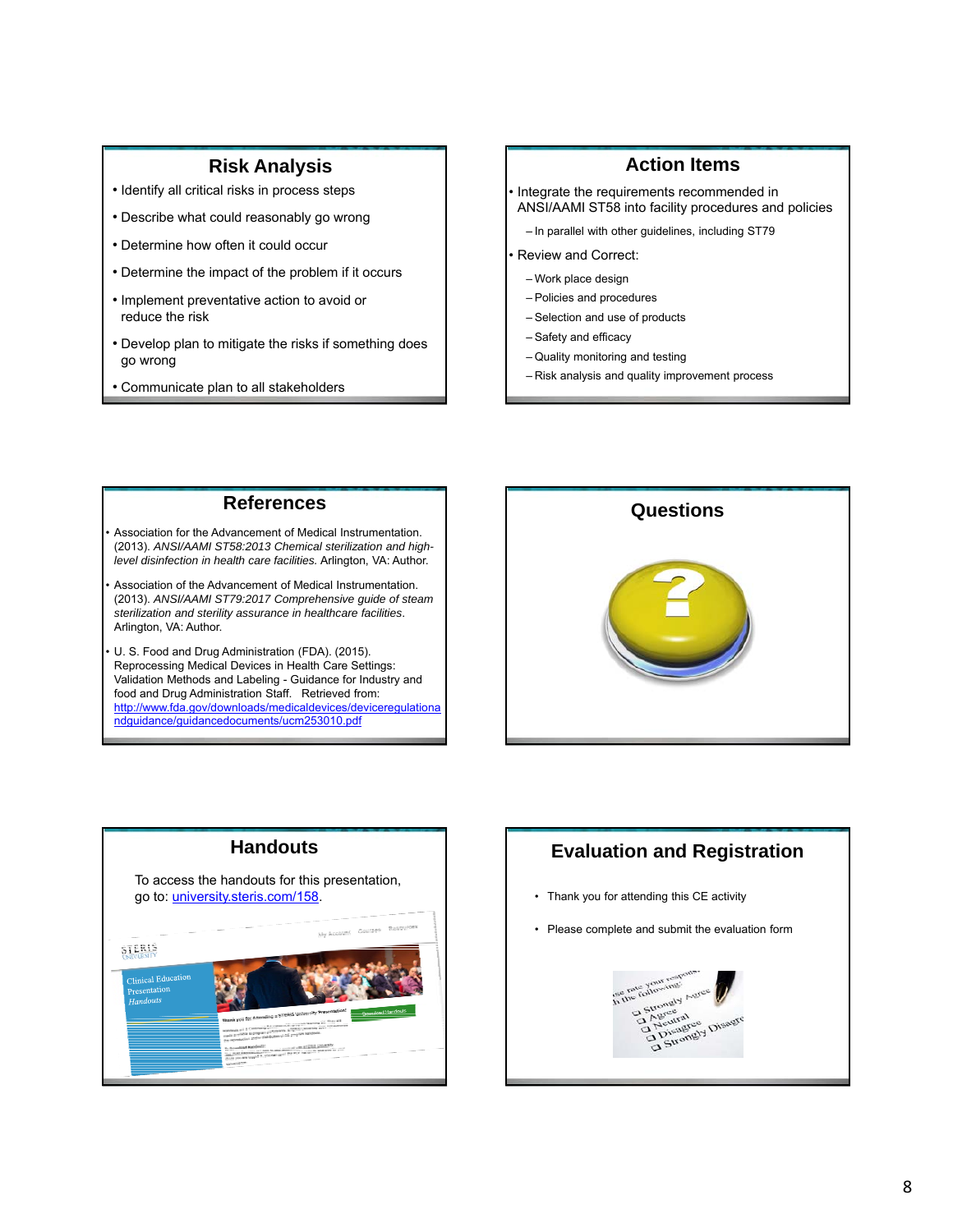## Risk Analysis

- Identify all critical risks in process steps
- Describe what could reasonably go wrong
- Determine how often it could occur
- Determine the impact of the problem if it occurs
- Implement preventative action to avoid or reduce the risk
- Develop plan to mitigate the risks if something does go wrong
- Communicate plan to all stakeholders

## Action Items

- Integrate the requirements recommended in ANSI/AAMI ST58 into facility procedures and policies
  - In parallel with other guidelines, including ST79
- Review and Correct:
  - Work place design
  - Policies and procedures
  - Selection and use of products
  - Safety and efficacy
  - Quality monitoring and testing
  - Risk analysis and quality improvement process

## References

- Association for the Advancement of Medical Instrumentation. (2013). *ANSI/AAMI ST58:2013 Chemical sterilization and high-level disinfection in health care facilities.* Arlington, VA: Author.
- Association of the Advancement of Medical Instrumentation. (2013). *ANSI/AAMI ST79:2017 Comprehensive guide of steam sterilization and sterility assurance in healthcare facilities*. Arlington, VA: Author.
- U. S. Food and Drug Administration (FDA). (2015). Reprocessing Medical Devices in Health Care Settings: Validation Methods and Labeling - Guidance for Industry and food and Drug Administration Staff. Retrieved from: http://www.fda.gov/downloads/medicaldevices/deviceregulationandguidance/guidancedocuments/ucm253010.pdf

## Questions

## Handouts

To access the handouts for this presentation, go to: university.steris.com/158.

## Evaluation and Registration

- Thank you for attending this CE activity
- Please complete and submit the evaluation form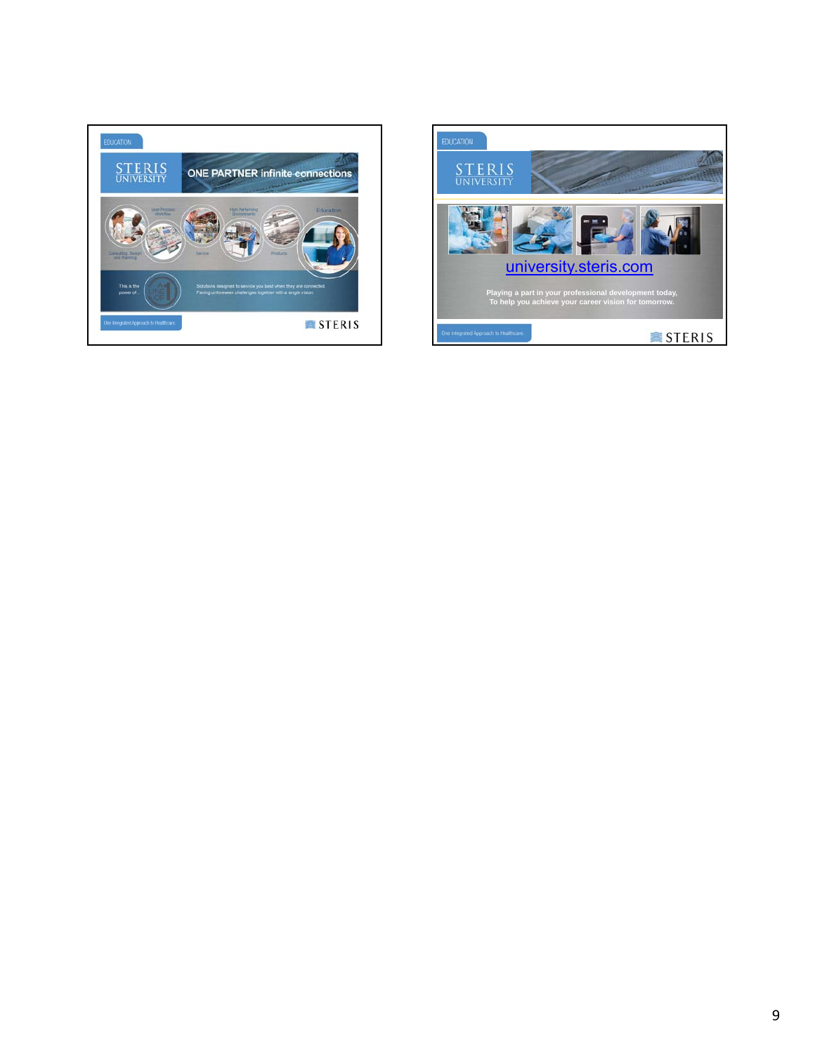EDUCATION

STERIS UNIVERSITY

ONE PARTNER infinite connections

Lean Process Workflow

High Performing Environments

Education

Consulting, Design and Planning

Service

Products

This is the power of... A LINE OF 1

Solutions designed to service you best when they are connected. Facing unforeseen challenges together with a single vision.

One Integrated Approach to Healthcare.

STERIS

EDUCATION

STERIS UNIVERSITY

university.steris.com

Playing a part in your professional development today,
To help you achieve your career vision for tomorrow.

One Integrated Approach to Healthcare.

STERIS